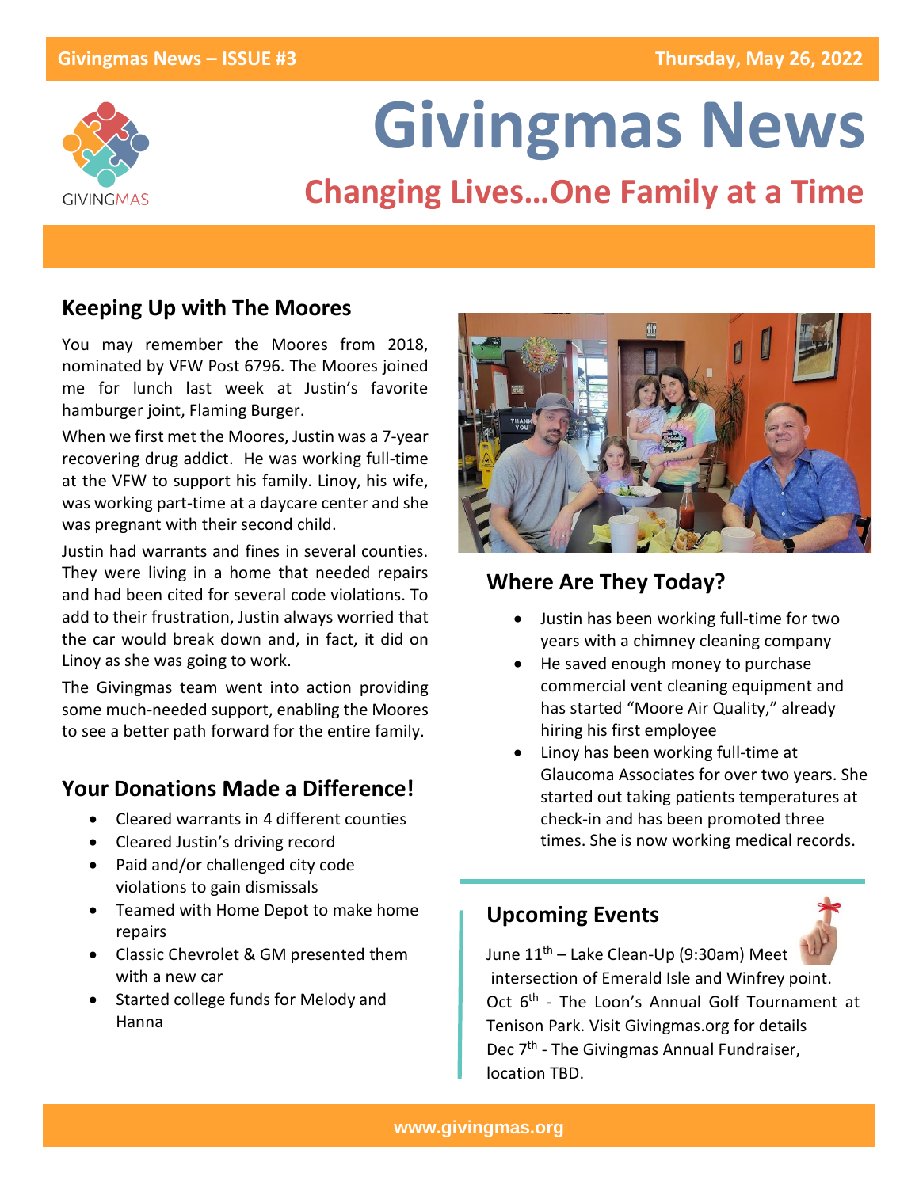# Givingmas News

## Changing Lives…One Family at a Time

## Keeping Up with The Moores

You may remember the Moores from 2018, nominated by VFW Post 6796. The Moores joined me for lunch last week at Justin's favorite hamburger joint, Flaming Burger.

When we first met the Moores, Justin was a 7-year recovering drug addict. He was working full-time at the VFW to support his family. Linoy, his wife, was working part-time at a daycare center and she was pregnant with their second child.

Justin had warrants and fines in several counties. They were living in a home that needed repairs and had been cited for several code violations. To add to their frustration, Justin always worried that the car would break down and, in fact, it did on Linoy as she was going to work.

The Givingmas team went into action providing some much-needed support, enabling the Moores to see a better path forward for the entire family.

## Your Donations Made a Difference!

- Cleared warrants in 4 different counties
- Cleared Justin's driving record
- Paid and/or challenged city code violations to gain dismissals
- Teamed with Home Depot to make home repairs
- Classic Chevrolet & GM presented them with a new car
- Started college funds for Melody and Hanna

## Where Are They Today?

- Justin has been working full-time for two years with a chimney cleaning company
- He saved enough money to purchase commercial vent cleaning equipment and has started "Moore Air Quality," already hiring his first employee
- Linoy has been working full-time at Glaucoma Associates for over two years. She started out taking patients temperatures at check-in and has been promoted three times. She is now working medical records.

## Upcoming Events

June 11th – Lake Clean-Up (9:30am) Meet intersection of Emerald Isle and Winfrey point.

Oct 6th - The Loon's Annual Golf Tournament at Tenison Park. Visit Givingmas.org for details

Dec 7th - The Givingmas Annual Fundraiser, location TBD.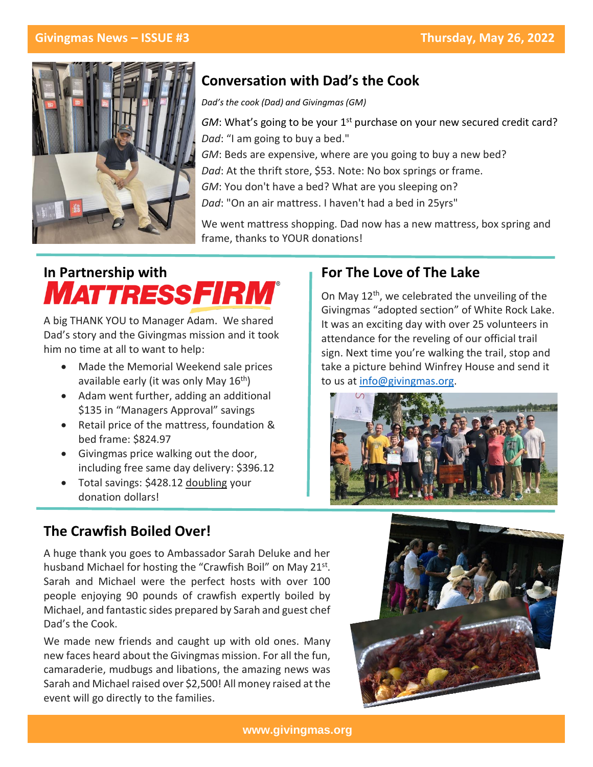## Conversation with Dad's the Cook

*Dad's the cook (Dad) and Givingmas (GM)*

*GM*: What's going to be your 1st purchase on your new secured credit card?
*Dad*: "I am going to buy a bed."
*GM*: Beds are expensive, where are you going to buy a new bed?
*Dad*: At the thrift store, $53. Note: No box springs or frame.
*GM*: You don't have a bed? What are you sleeping on?
*Dad*: "On an air mattress. I haven't had a bed in 25yrs"

We went mattress shopping. Dad now has a new mattress, box spring and frame, thanks to YOUR donations!

## In Partnership with MATTRESS FIRM

A big THANK YOU to Manager Adam. We shared Dad's story and the Givingmas mission and it took him no time at all to want to help:

- Made the Memorial Weekend sale prices available early (it was only May 16th)
- Adam went further, adding an additional $135 in "Managers Approval" savings
- Retail price of the mattress, foundation & bed frame: $824.97
- Givingmas price walking out the door, including free same day delivery: $396.12
- Total savings: $428.12 doubling your donation dollars!

## For The Love of The Lake

On May 12th, we celebrated the unveiling of the Givingmas "adopted section" of White Rock Lake. It was an exciting day with over 25 volunteers in attendance for the reveling of our official trail sign. Next time you're walking the trail, stop and take a picture behind Winfrey House and send it to us at info@givingmas.org.

## The Crawfish Boiled Over!

A huge thank you goes to Ambassador Sarah Deluke and her husband Michael for hosting the "Crawfish Boil" on May 21st. Sarah and Michael were the perfect hosts with over 100 people enjoying 90 pounds of crawfish expertly boiled by Michael, and fantastic sides prepared by Sarah and guest chef Dad's the Cook.

We made new friends and caught up with old ones. Many new faces heard about the Givingmas mission. For all the fun, camaraderie, mudbugs and libations, the amazing news was Sarah and Michael raised over $2,500! All money raised at the event will go directly to the families.